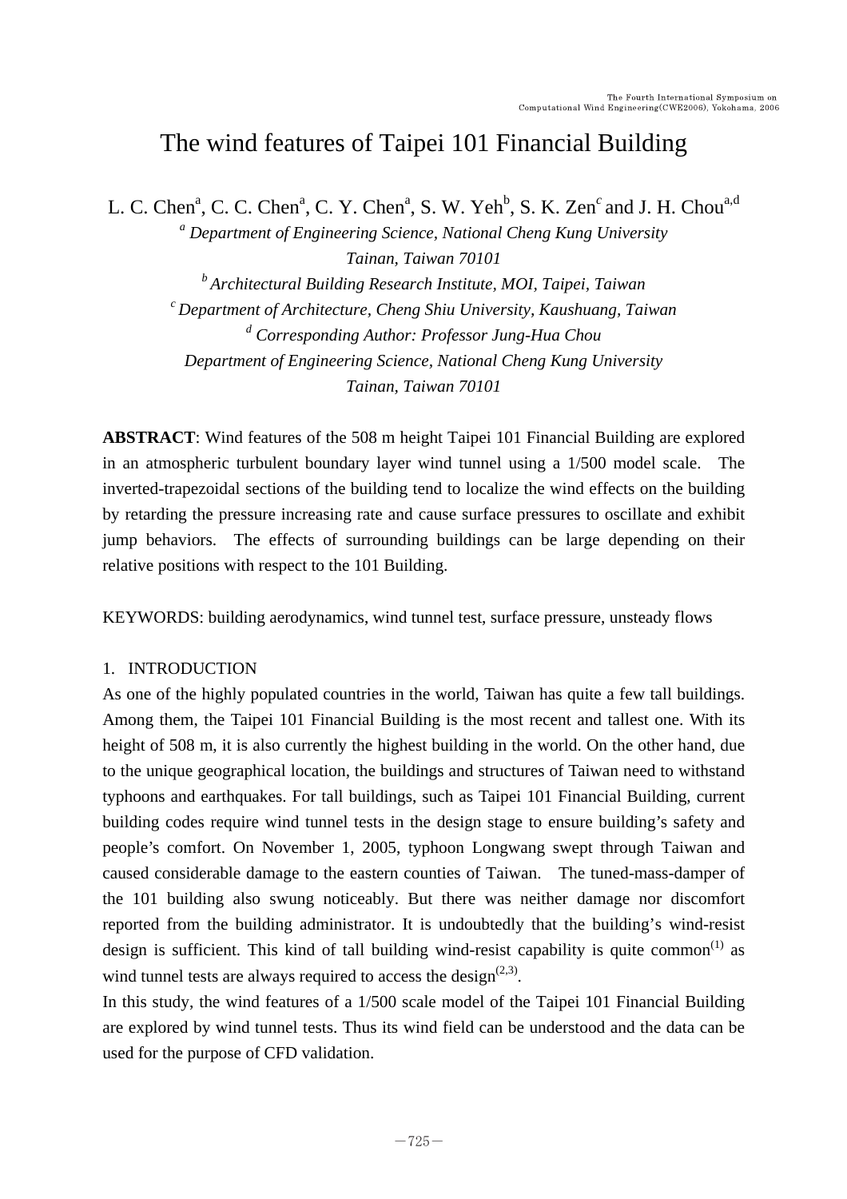# The wind features of Taipei 101 Financial Building

L. C. Chen[a], C. C. Chen[a], C. Y. Chen[a], S. W. Yeh[b], S. K. Zen[c] and J. H. Chou[a,d]

[a] *Department of Engineering Science, National Cheng Kung University Tainan, Taiwan 70101*

[b] *Architectural Building Research Institute, MOI, Taipei, Taiwan*

[c] *Department of Architecture, Cheng Shiu University, Kaushuang, Taiwan*

[d] *Corresponding Author: Professor Jung-Hua Chou*

*Department of Engineering Science, National Cheng Kung University Tainan, Taiwan 70101*

**ABSTRACT**: Wind features of the 508 m height Taipei 101 Financial Building are explored in an atmospheric turbulent boundary layer wind tunnel using a 1/500 model scale. The inverted-trapezoidal sections of the building tend to localize the wind effects on the building by retarding the pressure increasing rate and cause surface pressures to oscillate and exhibit jump behaviors. The effects of surrounding buildings can be large depending on their relative positions with respect to the 101 Building.

KEYWORDS: building aerodynamics, wind tunnel test, surface pressure, unsteady flows

## 1. INTRODUCTION

As one of the highly populated countries in the world, Taiwan has quite a few tall buildings. Among them, the Taipei 101 Financial Building is the most recent and tallest one. With its height of 508 m, it is also currently the highest building in the world. On the other hand, due to the unique geographical location, the buildings and structures of Taiwan need to withstand typhoons and earthquakes. For tall buildings, such as Taipei 101 Financial Building, current building codes require wind tunnel tests in the design stage to ensure building's safety and people's comfort. On November 1, 2005, typhoon Longwang swept through Taiwan and caused considerable damage to the eastern counties of Taiwan. The tuned-mass-damper of the 101 building also swung noticeably. But there was neither damage nor discomfort reported from the building administrator. It is undoubtedly that the building's wind-resist design is sufficient. This kind of tall building wind-resist capability is quite common(1) as wind tunnel tests are always required to access the design(2,3).

In this study, the wind features of a 1/500 scale model of the Taipei 101 Financial Building are explored by wind tunnel tests. Thus its wind field can be understood and the data can be used for the purpose of CFD validation.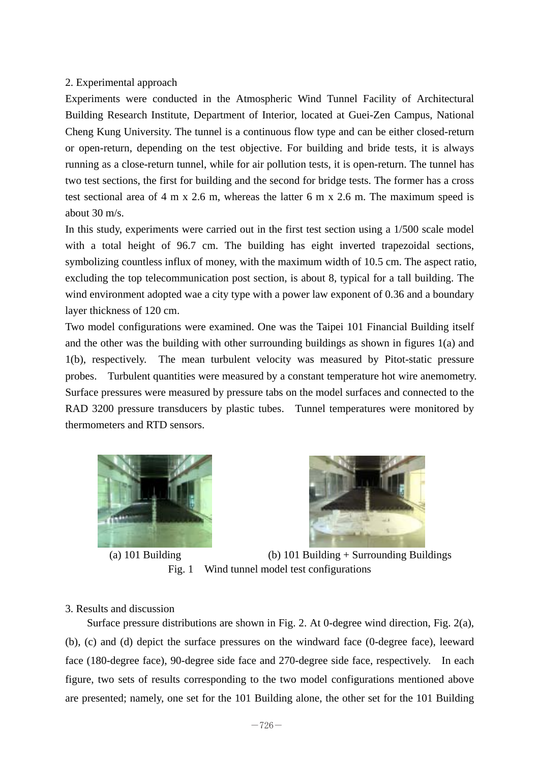## 2. Experimental approach

Experiments were conducted in the Atmospheric Wind Tunnel Facility of Architectural Building Research Institute, Department of Interior, located at Guei-Zen Campus, National Cheng Kung University. The tunnel is a continuous flow type and can be either closed-return or open-return, depending on the test objective. For building and bride tests, it is always running as a close-return tunnel, while for air pollution tests, it is open-return. The tunnel has two test sections, the first for building and the second for bridge tests. The former has a cross test sectional area of 4 m x 2.6 m, whereas the latter 6 m x 2.6 m. The maximum speed is about 30 m/s.

In this study, experiments were carried out in the first test section using a 1/500 scale model with a total height of 96.7 cm. The building has eight inverted trapezoidal sections, symbolizing countless influx of money, with the maximum width of 10.5 cm. The aspect ratio, excluding the top telecommunication post section, is about 8, typical for a tall building. The wind environment adopted wae a city type with a power law exponent of 0.36 and a boundary layer thickness of 120 cm.

Two model configurations were examined. One was the Taipei 101 Financial Building itself and the other was the building with other surrounding buildings as shown in figures 1(a) and 1(b), respectively. The mean turbulent velocity was measured by Pitot-static pressure probes. Turbulent quantities were measured by a constant temperature hot wire anemometry. Surface pressures were measured by pressure tabs on the model surfaces and connected to the RAD 3200 pressure transducers by plastic tubes. Tunnel temperatures were monitored by thermometers and RTD sensors.

(a) 101 Building　　　　(b) 101 Building + Surrounding Buildings

Fig. 1　Wind tunnel model test configurations

## 3. Results and discussion

Surface pressure distributions are shown in Fig. 2. At 0-degree wind direction, Fig. 2(a), (b), (c) and (d) depict the surface pressures on the windward face (0-degree face), leeward face (180-degree face), 90-degree side face and 270-degree side face, respectively. In each figure, two sets of results corresponding to the two model configurations mentioned above are presented; namely, one set for the 101 Building alone, the other set for the 101 Building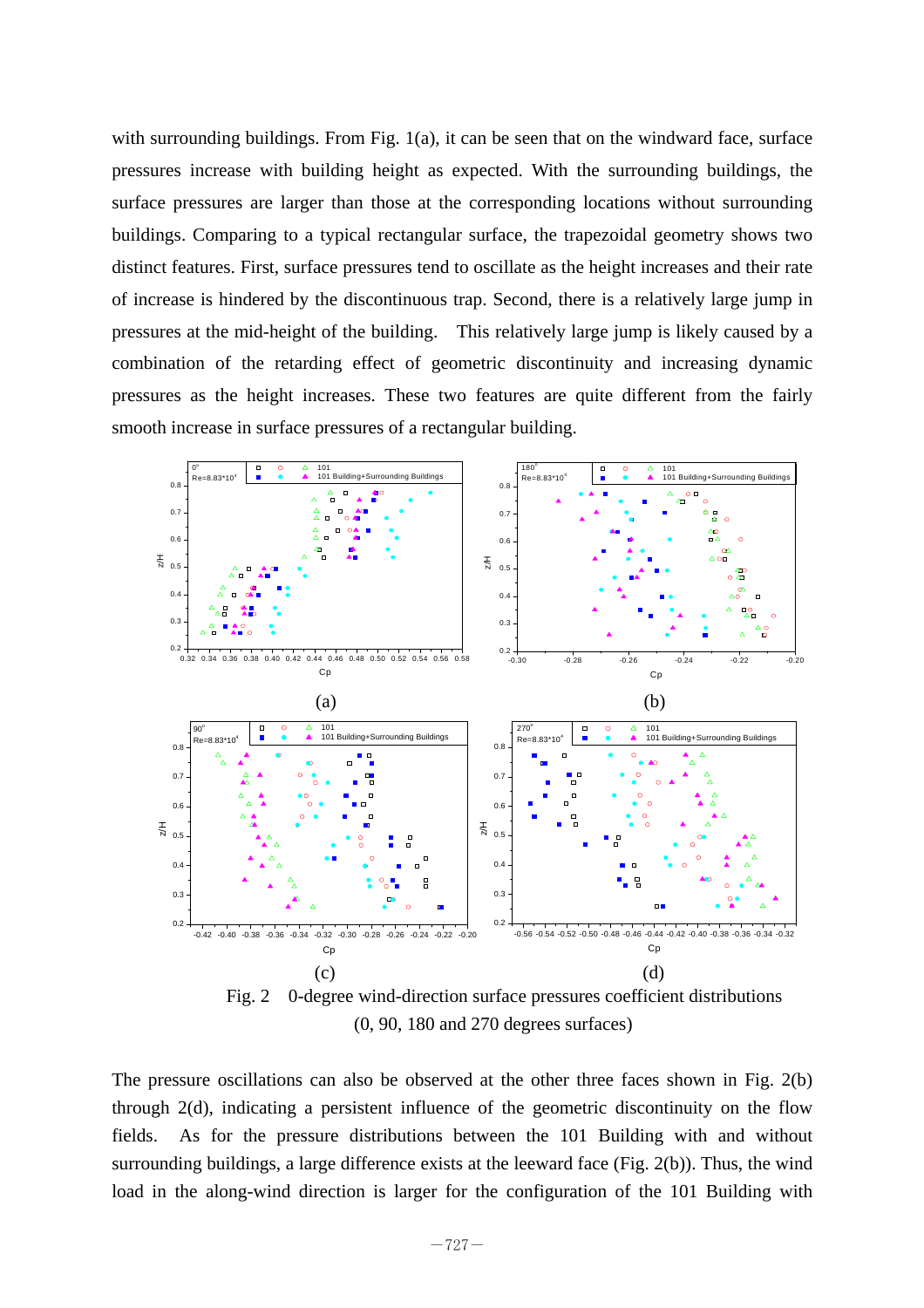with surrounding buildings. From Fig. 1(a), it can be seen that on the windward face, surface pressures increase with building height as expected. With the surrounding buildings, the surface pressures are larger than those at the corresponding locations without surrounding buildings. Comparing to a typical rectangular surface, the trapezoidal geometry shows two distinct features. First, surface pressures tend to oscillate as the height increases and their rate of increase is hindered by the discontinuous trap. Second, there is a relatively large jump in pressures at the mid-height of the building. This relatively large jump is likely caused by a combination of the retarding effect of geometric discontinuity and increasing dynamic pressures as the height increases. These two features are quite different from the fairly smooth increase in surface pressures of a rectangular building.

(a) (b)

(c) (d)

Fig. 2 0-degree wind-direction surface pressures coefficient distributions (0, 90, 180 and 270 degrees surfaces)

The pressure oscillations can also be observed at the other three faces shown in Fig. 2(b) through 2(d), indicating a persistent influence of the geometric discontinuity on the flow fields. As for the pressure distributions between the 101 Building with and without surrounding buildings, a large difference exists at the leeward face (Fig. 2(b)). Thus, the wind load in the along-wind direction is larger for the configuration of the 101 Building with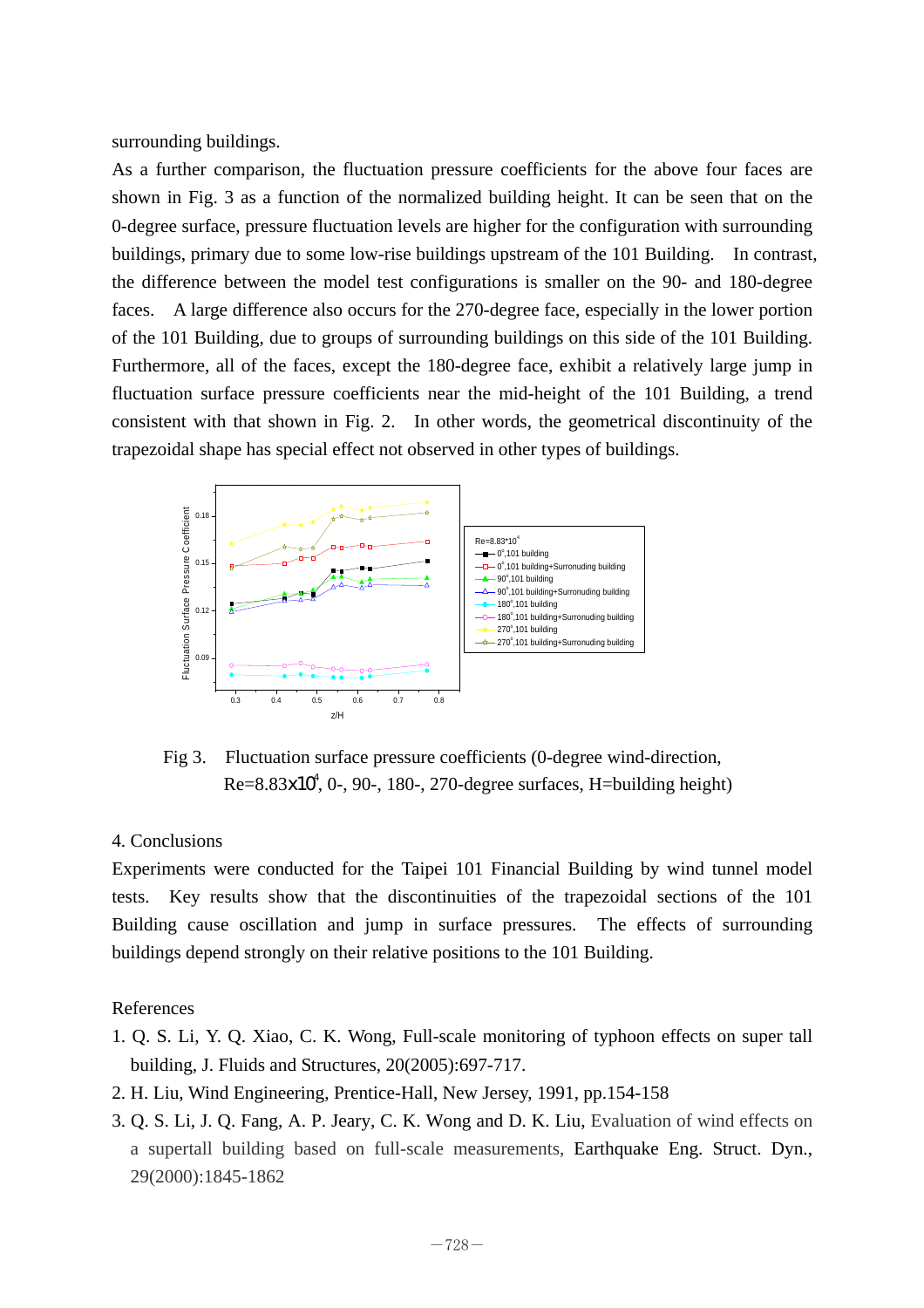surrounding buildings.

As a further comparison, the fluctuation pressure coefficients for the above four faces are shown in Fig. 3 as a function of the normalized building height. It can be seen that on the 0-degree surface, pressure fluctuation levels are higher for the configuration with surrounding buildings, primary due to some low-rise buildings upstream of the 101 Building. In contrast, the difference between the model test configurations is smaller on the 90- and 180-degree faces. A large difference also occurs for the 270-degree face, especially in the lower portion of the 101 Building, due to groups of surrounding buildings on this side of the 101 Building. Furthermore, all of the faces, except the 180-degree face, exhibit a relatively large jump in fluctuation surface pressure coefficients near the mid-height of the 101 Building, a trend consistent with that shown in Fig. 2. In other words, the geometrical discontinuity of the trapezoidal shape has special effect not observed in other types of buildings.

Fluctuation Surface Pressure Coefficient

0.18
0.15
0.12
0.09

0.3 0.4 0.5 0.6 0.7 0.8

z/H

Re=8.83*10$^4$
0°,101 building
0°,101 building+Surrounding building
90°,101 building
90°,101 building+Surronuding building
180°,101 building
180°,101 building+Surronuding building
270°,101 building
270°,101 building+Surronuding building

Fig 3. Fluctuation surface pressure coefficients (0-degree wind-direction, Re=8.83x10$^4$, 0-, 90-, 180-, 270-degree surfaces, H=building height)

## 4. Conclusions

Experiments were conducted for the Taipei 101 Financial Building by wind tunnel model tests. Key results show that the discontinuities of the trapezoidal sections of the 101 Building cause oscillation and jump in surface pressures. The effects of surrounding buildings depend strongly on their relative positions to the 101 Building.

## References

1. Q. S. Li, Y. Q. Xiao, C. K. Wong, Full-scale monitoring of typhoon effects on super tall building, J. Fluids and Structures, 20(2005):697-717.
2. H. Liu, Wind Engineering, Prentice-Hall, New Jersey, 1991, pp.154-158
3. Q. S. Li, J. Q. Fang, A. P. Jeary, C. K. Wong and D. K. Liu, Evaluation of wind effects on a supertall building based on full-scale measurements, Earthquake Eng. Struct. Dyn., 29(2000):1845-1862